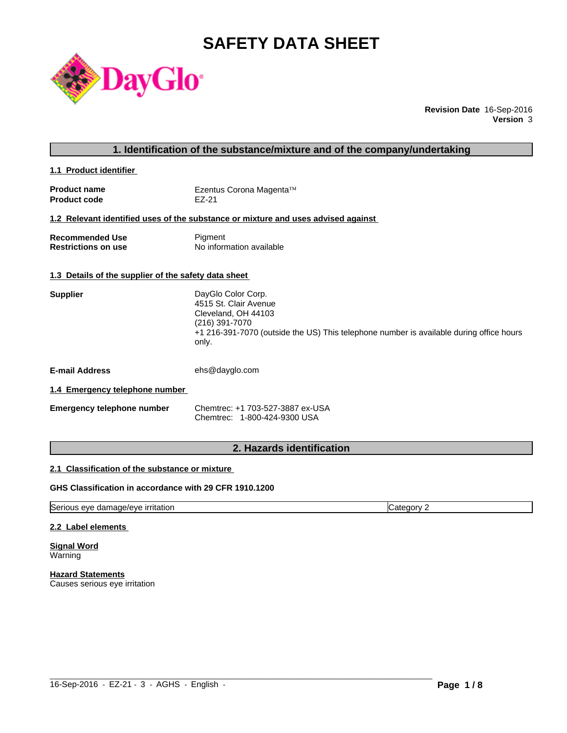# SAFETY DATA SHEET

**Revision Date** 16-Sep-2016
**Version** 3

## 1. Identification of the substance/mixture and of the company/undertaking

### 1.1 Product identifier

| | |
|---|---|
| **Product name** | Ezentus Corona Magenta™ |
| **Product code** | EZ-21 |

### 1.2 Relevant identified uses of the substance or mixture and uses advised against

| | |
|---|---|
| **Recommended Use** | Pigment |
| **Restrictions on use** | No information available |

### 1.3 Details of the supplier of the safety data sheet

**Supplier**
DayGlo Color Corp.
4515 St. Clair Avenue
Cleveland, OH 44103
(216) 391-7070
+1 216-391-7070 (outside the US) This telephone number is available during office hours only.

**E-mail Address** ehs@dayglo.com

### 1.4 Emergency telephone number

**Emergency telephone number**
Chemtrec: +1 703-527-3887 ex-USA
Chemtrec: 1-800-424-9300 USA

## 2. Hazards identification

### 2.1 Classification of the substance or mixture

**GHS Classification in accordance with 29 CFR 1910.1200**

| | |
|---|---|
| Serious eye damage/eye irritation | Category 2 |

### 2.2 Label elements

**Signal Word**
Warning

**Hazard Statements**
Causes serious eye irritation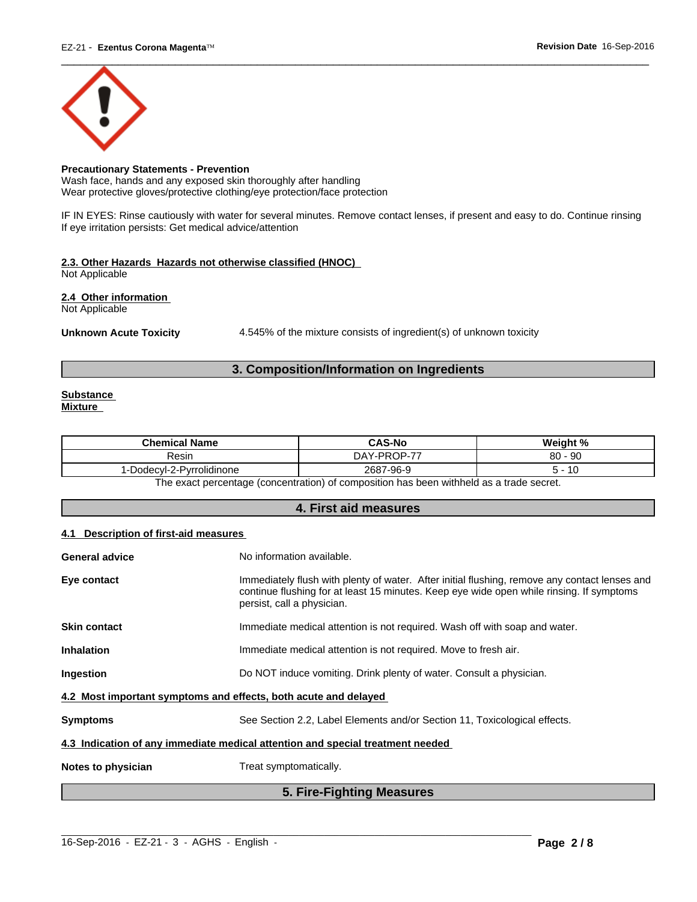**Precautionary Statements - Prevention**
Wash face, hands and any exposed skin thoroughly after handling
Wear protective gloves/protective clothing/eye protection/face protection

IF IN EYES: Rinse cautiously with water for several minutes. Remove contact lenses, if present and easy to do. Continue rinsing
If eye irritation persists: Get medical advice/attention

**2.3. Other Hazards Hazards not otherwise classified (HNOC)**
Not Applicable

**2.4 Other information**
Not Applicable

**Unknown Acute Toxicity** 4.545% of the mixture consists of ingredient(s) of unknown toxicity

## 3. Composition/Information on Ingredients

**Substance**
**Mixture**

| Chemical Name | CAS-No | Weight % |
|---|---|---|
| Resin | DAY-PROP-77 | 80 - 90 |
| 1-Dodecyl-2-Pyrrolidinone | 2687-96-9 | 5 - 10 |

The exact percentage (concentration) of composition has been withheld as a trade secret.

## 4. First aid measures

**4.1 Description of first-aid measures**

**General advice** No information available.

**Eye contact** Immediately flush with plenty of water. After initial flushing, remove any contact lenses and continue flushing for at least 15 minutes. Keep eye wide open while rinsing. If symptoms persist, call a physician.

**Skin contact** Immediate medical attention is not required. Wash off with soap and water.

**Inhalation** Immediate medical attention is not required. Move to fresh air.

**Ingestion** Do NOT induce vomiting. Drink plenty of water. Consult a physician.

**4.2 Most important symptoms and effects, both acute and delayed**

**Symptoms** See Section 2.2, Label Elements and/or Section 11, Toxicological effects.

**4.3 Indication of any immediate medical attention and special treatment needed**

**Notes to physician** Treat symptomatically.

## 5. Fire-Fighting Measures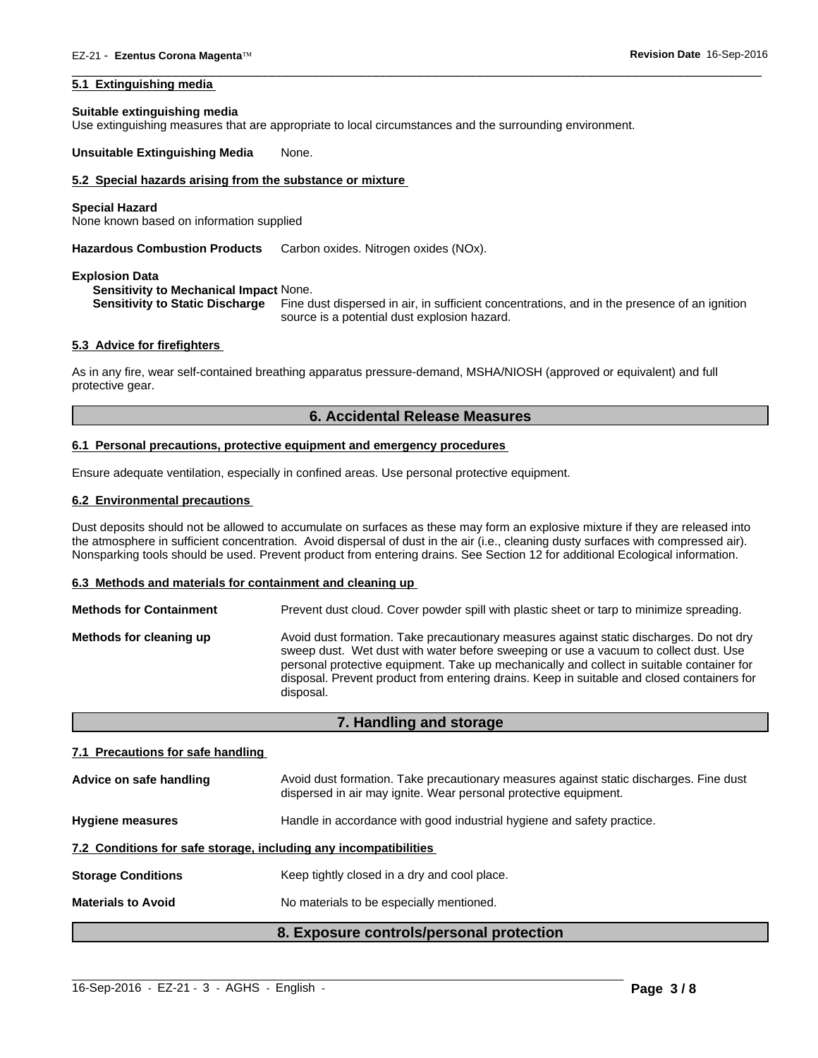### 5.1 Extinguishing media

**Suitable extinguishing media**
Use extinguishing measures that are appropriate to local circumstances and the surrounding environment.

**Unsuitable Extinguishing Media** None.

### 5.2 Special hazards arising from the substance or mixture

**Special Hazard**
None known based on information supplied

**Hazardous Combustion Products** Carbon oxides. Nitrogen oxides (NOx).

**Explosion Data**
**Sensitivity to Mechanical Impact** None.
**Sensitivity to Static Discharge** Fine dust dispersed in air, in sufficient concentrations, and in the presence of an ignition source is a potential dust explosion hazard.

### 5.3 Advice for firefighters

As in any fire, wear self-contained breathing apparatus pressure-demand, MSHA/NIOSH (approved or equivalent) and full protective gear.

## 6. Accidental Release Measures

### 6.1 Personal precautions, protective equipment and emergency procedures

Ensure adequate ventilation, especially in confined areas. Use personal protective equipment.

### 6.2 Environmental precautions

Dust deposits should not be allowed to accumulate on surfaces as these may form an explosive mixture if they are released into the atmosphere in sufficient concentration. Avoid dispersal of dust in the air (i.e., cleaning dusty surfaces with compressed air). Nonsparking tools should be used. Prevent product from entering drains. See Section 12 for additional Ecological information.

### 6.3 Methods and materials for containment and cleaning up

**Methods for Containment** Prevent dust cloud. Cover powder spill with plastic sheet or tarp to minimize spreading.

**Methods for cleaning up** Avoid dust formation. Take precautionary measures against static discharges. Do not dry sweep dust. Wet dust with water before sweeping or use a vacuum to collect dust. Use personal protective equipment. Take up mechanically and collect in suitable container for disposal. Prevent product from entering drains. Keep in suitable and closed containers for disposal.

## 7. Handling and storage

### 7.1 Precautions for safe handling

**Advice on safe handling** Avoid dust formation. Take precautionary measures against static discharges. Fine dust dispersed in air may ignite. Wear personal protective equipment.

**Hygiene measures** Handle in accordance with good industrial hygiene and safety practice.

### 7.2 Conditions for safe storage, including any incompatibilities

**Storage Conditions** Keep tightly closed in a dry and cool place.

**Materials to Avoid** No materials to be especially mentioned.

## 8. Exposure controls/personal protection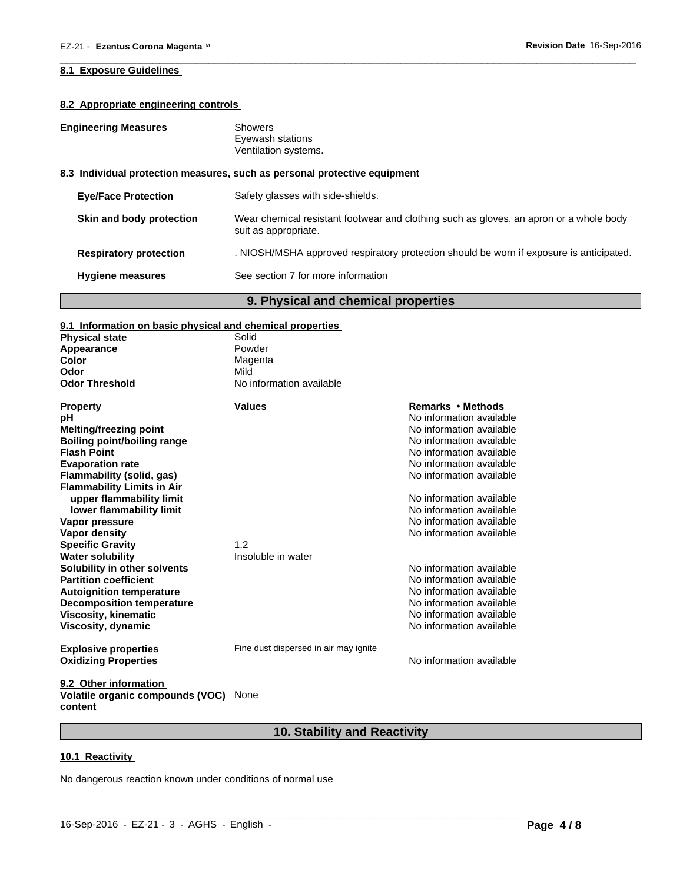#### 8.1 Exposure Guidelines

#### 8.2 Appropriate engineering controls

**Engineering Measures**
Showers
Eyewash stations
Ventilation systems.

#### 8.3 Individual protection measures, such as personal protective equipment

**Eye/Face Protection** Safety glasses with side-shields.

**Skin and body protection** Wear chemical resistant footwear and clothing such as gloves, an apron or a whole body suit as appropriate.

**Respiratory protection** . NIOSH/MSHA approved respiratory protection should be worn if exposure is anticipated.

**Hygiene measures** See section 7 for more information

## 9. Physical and chemical properties

#### 9.1 Information on basic physical and chemical properties

| | |
|---|---|
| **Physical state** | Solid |
| **Appearance** | Powder |
| **Color** | Magenta |
| **Odor** | Mild |
| **Odor Threshold** | No information available |

| Property | Values | Remarks • Methods |
|---|---|---|
| **pH** | | No information available |
| **Melting/freezing point** | | No information available |
| **Boiling point/boiling range** | | No information available |
| **Flash Point** | | No information available |
| **Evaporation rate** | | No information available |
| **Flammability (solid, gas)** | | No information available |
| **Flammability Limits in Air** | | |
| **upper flammability limit** | | No information available |
| **lower flammability limit** | | No information available |
| **Vapor pressure** | | No information available |
| **Vapor density** | | No information available |
| **Specific Gravity** | 1.2 | |
| **Water solubility** | Insoluble in water | |
| **Solubility in other solvents** | | No information available |
| **Partition coefficient** | | No information available |
| **Autoignition temperature** | | No information available |
| **Decomposition temperature** | | No information available |
| **Viscosity, kinematic** | | No information available |
| **Viscosity, dynamic** | | No information available |
| **Explosive properties** | Fine dust dispersed in air may ignite | |
| **Oxidizing Properties** | | No information available |

#### 9.2 Other information

**Volatile organic compounds (VOC) content** None

## 10. Stability and Reactivity

#### 10.1 Reactivity

No dangerous reaction known under conditions of normal use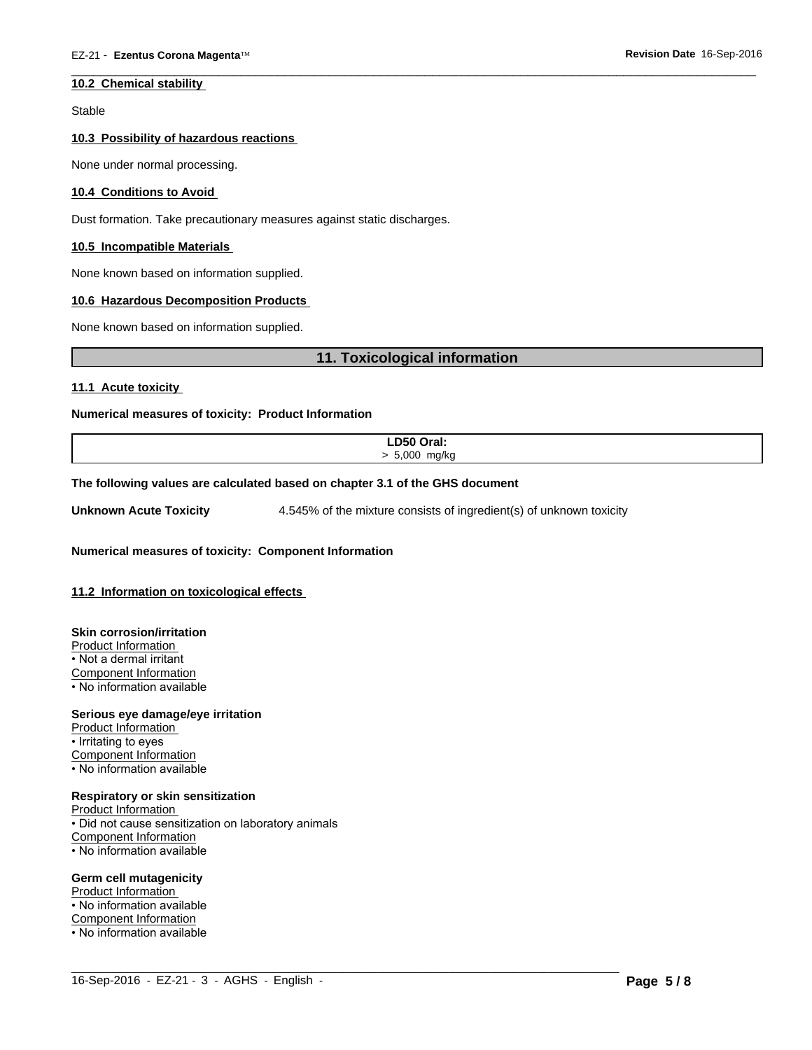### 10.2 Chemical stability

Stable

### 10.3 Possibility of hazardous reactions

None under normal processing.

### 10.4 Conditions to Avoid

Dust formation. Take precautionary measures against static discharges.

### 10.5 Incompatible Materials

None known based on information supplied.

### 10.6 Hazardous Decomposition Products

None known based on information supplied.

## 11. Toxicological information

### 11.1 Acute toxicity

**Numerical measures of toxicity: Product Information**

| LD50 Oral: |
|---|
| > 5,000 mg/kg |

**The following values are calculated based on chapter 3.1 of the GHS document**

**Unknown Acute Toxicity** 4.545% of the mixture consists of ingredient(s) of unknown toxicity

**Numerical measures of toxicity: Component Information**

### 11.2 Information on toxicological effects

**Skin corrosion/irritation**
Product Information
- Not a dermal irritant

Component Information
- No information available

**Serious eye damage/eye irritation**
Product Information
- Irritating to eyes

Component Information
- No information available

**Respiratory or skin sensitization**
Product Information
- Did not cause sensitization on laboratory animals

Component Information
- No information available

**Germ cell mutagenicity**
Product Information
- No information available

Component Information
- No information available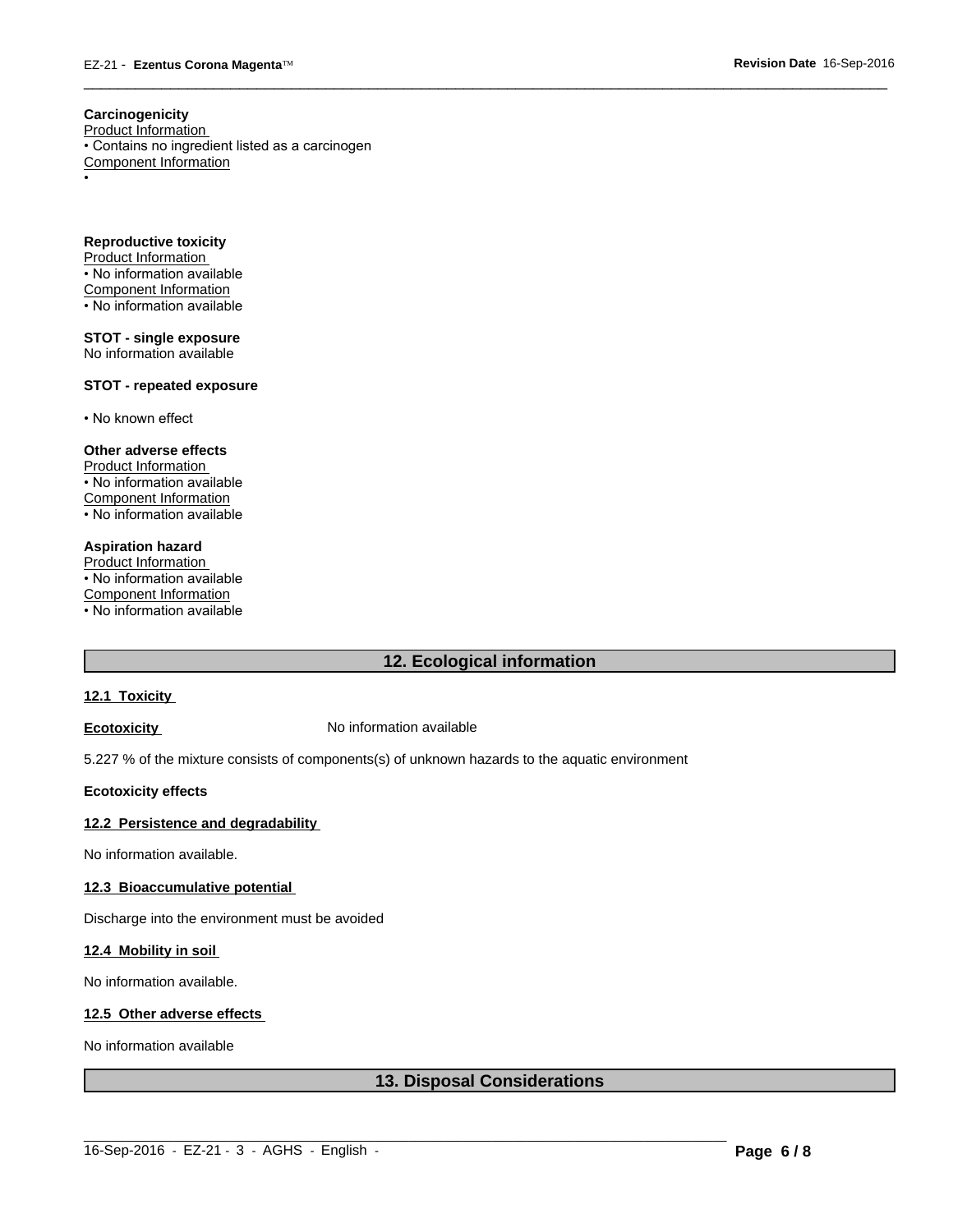**Carcinogenicity**

Product Information

• Contains no ingredient listed as a carcinogen

Component Information

•

**Reproductive toxicity**

Product Information

• No information available

Component Information

• No information available

**STOT - single exposure**

No information available

**STOT - repeated exposure**

• No known effect

**Other adverse effects**

Product Information

• No information available

Component Information

• No information available

**Aspiration hazard**

Product Information

• No information available

Component Information

• No information available

## 12. Ecological information

**12.1 Toxicity**

**Ecotoxicity** No information available

5.227 % of the mixture consists of components(s) of unknown hazards to the aquatic environment

**Ecotoxicity effects**

**12.2 Persistence and degradability**

No information available.

**12.3 Bioaccumulative potential**

Discharge into the environment must be avoided

**12.4 Mobility in soil**

No information available.

**12.5 Other adverse effects**

No information available

## 13. Disposal Considerations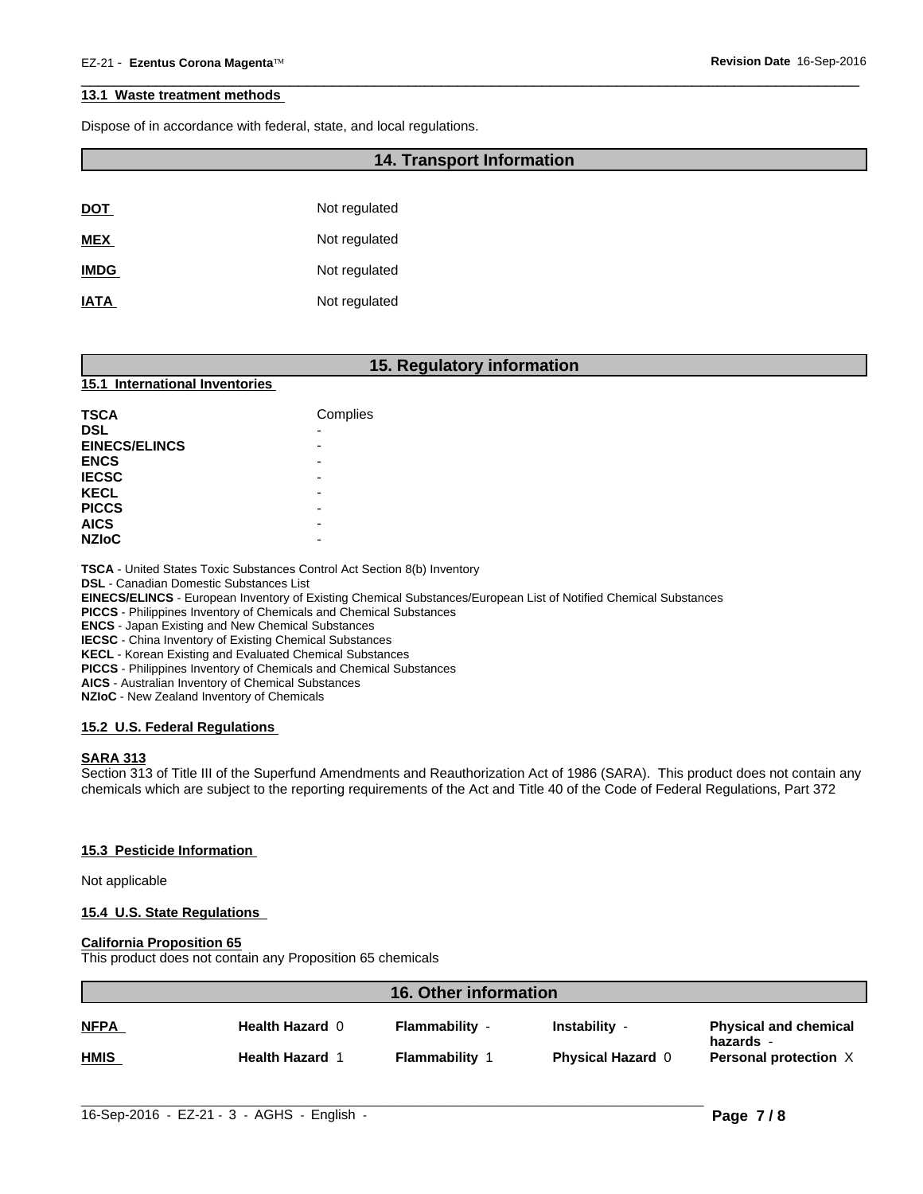### 13.1 Waste treatment methods

Dispose of in accordance with federal, state, and local regulations.

## 14. Transport Information

| | |
|---|---|
| **DOT** | Not regulated |
| **MEX** | Not regulated |
| **IMDG** | Not regulated |
| **IATA** | Not regulated |

## 15. Regulatory information

### 15.1 International Inventories

| | |
|---|---|
| **TSCA** | Complies |
| **DSL** | - |
| **EINECS/ELINCS** | - |
| **ENCS** | - |
| **IECSC** | - |
| **KECL** | - |
| **PICCS** | - |
| **AICS** | - |
| **NZIoC** | - |

**TSCA** - United States Toxic Substances Control Act Section 8(b) Inventory
**DSL** - Canadian Domestic Substances List
**EINECS/ELINCS** - European Inventory of Existing Chemical Substances/European List of Notified Chemical Substances
**PICCS** - Philippines Inventory of Chemicals and Chemical Substances
**ENCS** - Japan Existing and New Chemical Substances
**IECSC** - China Inventory of Existing Chemical Substances
**KECL** - Korean Existing and Evaluated Chemical Substances
**PICCS** - Philippines Inventory of Chemicals and Chemical Substances
**AICS** - Australian Inventory of Chemical Substances
**NZIoC** - New Zealand Inventory of Chemicals

### 15.2 U.S. Federal Regulations

**SARA 313**
Section 313 of Title III of the Superfund Amendments and Reauthorization Act of 1986 (SARA). This product does not contain any chemicals which are subject to the reporting requirements of the Act and Title 40 of the Code of Federal Regulations, Part 372

### 15.3 Pesticide Information

Not applicable

### 15.4 U.S. State Regulations

**California Proposition 65**
This product does not contain any Proposition 65 chemicals

## 16. Other information

| | | | | |
|---|---|---|---|---|
| **NFPA** | **Health Hazard** 0 | **Flammability** - | **Instability** - | **Physical and chemical hazards** - |
| **HMIS** | **Health Hazard** 1 | **Flammability** 1 | **Physical Hazard** 0 | **Personal protection** X |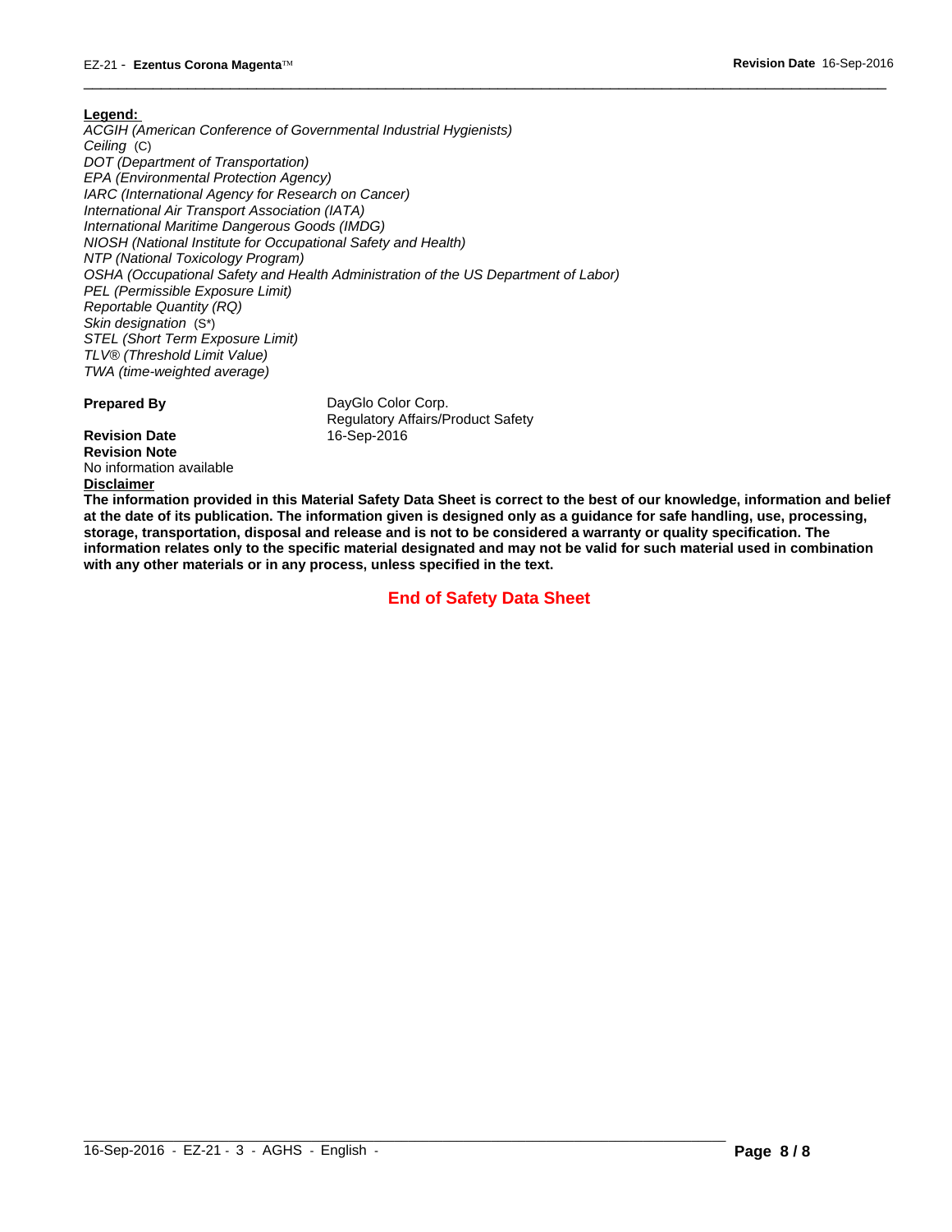**Legend:**

*ACGIH (American Conference of Governmental Industrial Hygienists)*
*Ceiling* (C)
*DOT (Department of Transportation)*
*EPA (Environmental Protection Agency)*
*IARC (International Agency for Research on Cancer)*
*International Air Transport Association (IATA)*
*International Maritime Dangerous Goods (IMDG)*
*NIOSH (National Institute for Occupational Safety and Health)*
*NTP (National Toxicology Program)*
*OSHA (Occupational Safety and Health Administration of the US Department of Labor)*
*PEL (Permissible Exposure Limit)*
*Reportable Quantity (RQ)*
*Skin designation* (S*)
*STEL (Short Term Exposure Limit)*
*TLV® (Threshold Limit Value)*
*TWA (time-weighted average)*

**Prepared By** DayGlo Color Corp.
Regulatory Affairs/Product Safety

**Revision Date** 16-Sep-2016

**Revision Note**

No information available

**Disclaimer**

**The information provided in this Material Safety Data Sheet is correct to the best of our knowledge, information and belief at the date of its publication. The information given is designed only as a guidance for safe handling, use, processing, storage, transportation, disposal and release and is not to be considered a warranty or quality specification. The information relates only to the specific material designated and may not be valid for such material used in combination with any other materials or in any process, unless specified in the text.**

**End of Safety Data Sheet**